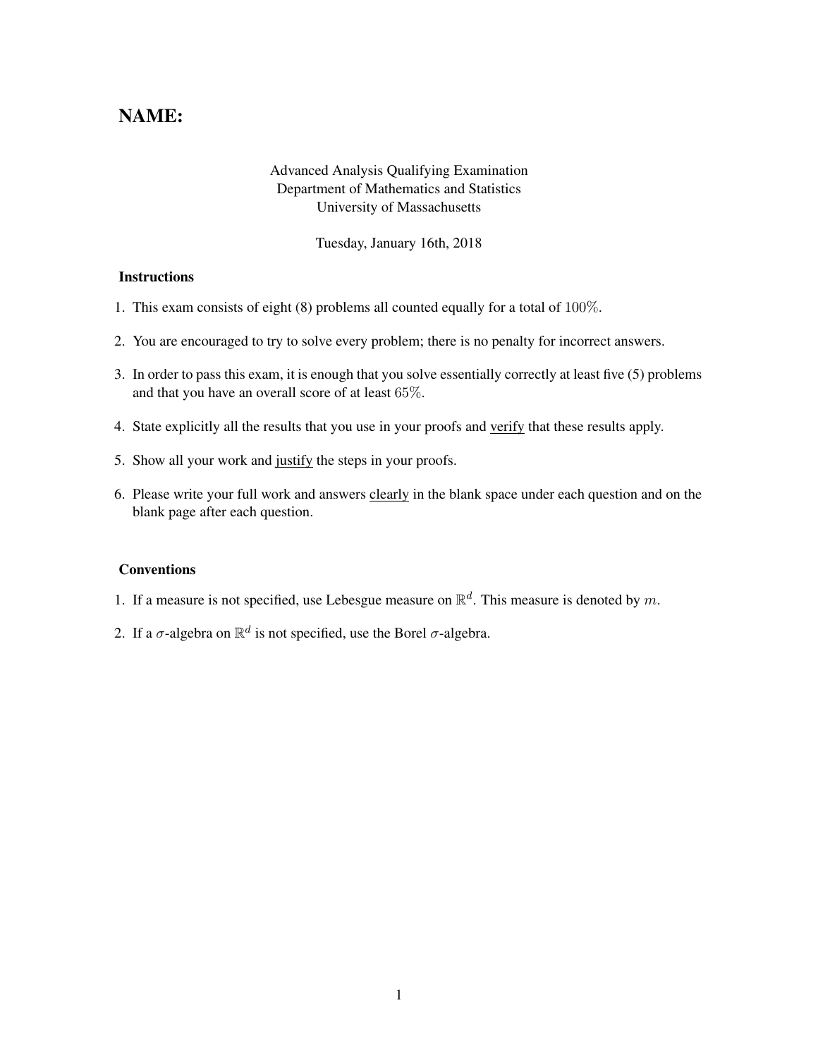# NAME:

Advanced Analysis Qualifying Examination
Department of Mathematics and Statistics
University of Massachusetts

Tuesday, January 16th, 2018

### Instructions

1. This exam consists of eight (8) problems all counted equally for a total of $100\%$.
2. You are encouraged to try to solve every problem; there is no penalty for incorrect answers.
3. In order to pass this exam, it is enough that you solve essentially correctly at least five (5) problems and that you have an overall score of at least $65\%$.
4. State explicitly all the results that you use in your proofs and verify that these results apply.
5. Show all your work and justify the steps in your proofs.
6. Please write your full work and answers clearly in the blank space under each question and on the blank page after each question.

### Conventions

1. If a measure is not specified, use Lebesgue measure on $\mathbb{R}^d$. This measure is denoted by $m$.
2. If a $\sigma$-algebra on $\mathbb{R}^d$ is not specified, use the Borel $\sigma$-algebra.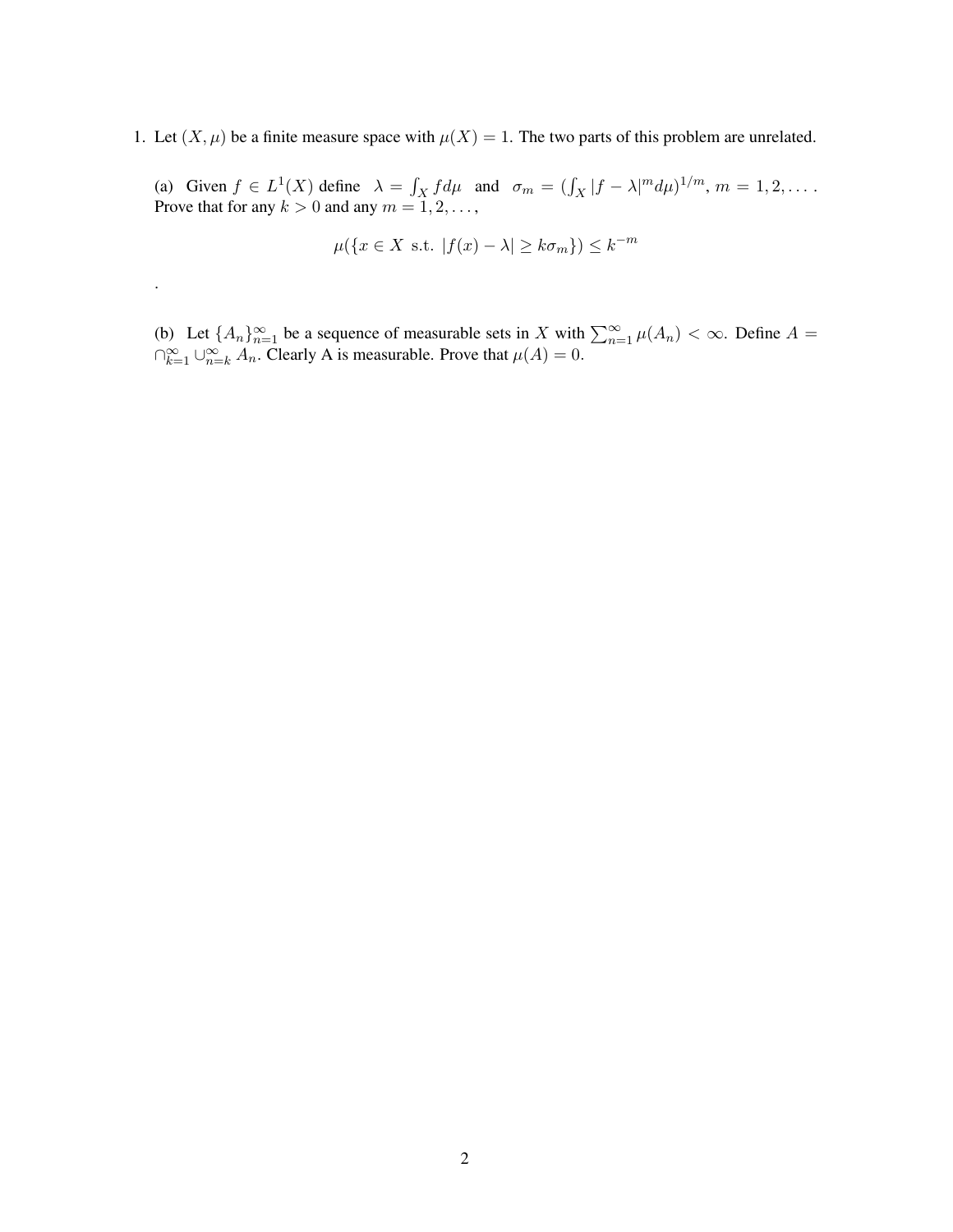1. Let $(X, \mu)$ be a finite measure space with $\mu(X) = 1$. The two parts of this problem are unrelated.

(a) Given $f \in L^1(X)$ define $\lambda = \int_X f d\mu$ and $\sigma_m = (\int_X |f - \lambda|^m d\mu)^{1/m}$, $m = 1, 2, \ldots$. Prove that for any $k > 0$ and any $m = 1, 2, \ldots$,

$$\mu(\{x \in X \text{ s.t. } |f(x) - \lambda| \geq k\sigma_m\}) \leq k^{-m}$$

.

(b) Let $\{A_n\}_{n=1}^{\infty}$ be a sequence of measurable sets in $X$ with $\sum_{n=1}^{\infty} \mu(A_n) < \infty$. Define $A = \cap_{k=1}^{\infty} \cup_{n=k}^{\infty} A_n$. Clearly A is measurable. Prove that $\mu(A) = 0$.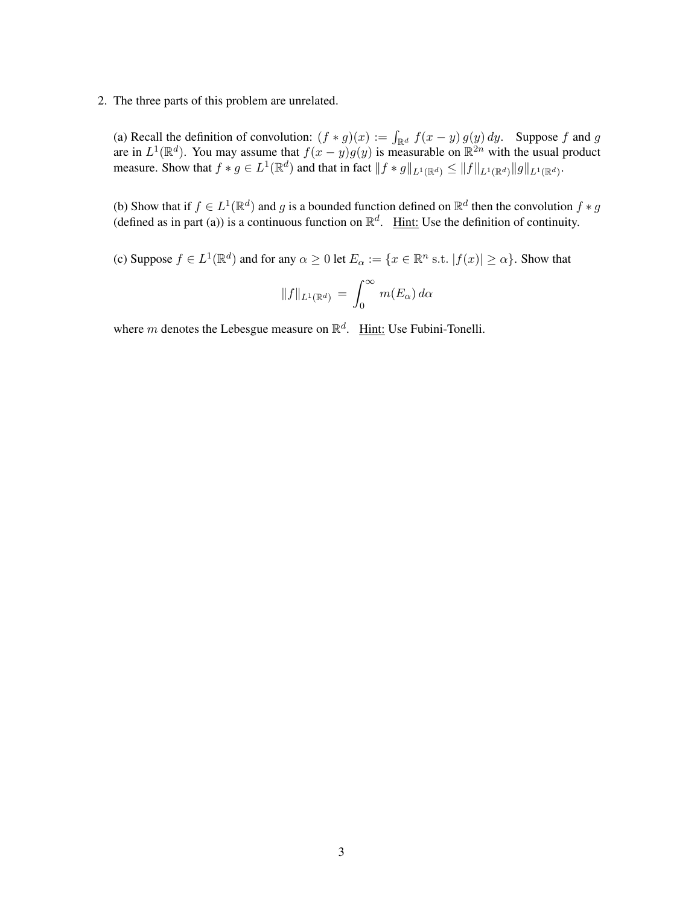2. The three parts of this problem are unrelated.

(a) Recall the definition of convolution: $(f * g)(x) := \int_{\mathbb{R}^d} f(x-y)\, g(y)\, dy$. Suppose $f$ and $g$ are in $L^1(\mathbb{R}^d)$. You may assume that $f(x-y)g(y)$ is measurable on $\mathbb{R}^{2n}$ with the usual product measure. Show that $f * g \in L^1(\mathbb{R}^d)$ and that in fact $\|f * g\|_{L^1(\mathbb{R}^d)} \leq \|f\|_{L^1(\mathbb{R}^d)} \|g\|_{L^1(\mathbb{R}^d)}$.

(b) Show that if $f \in L^1(\mathbb{R}^d)$ and $g$ is a bounded function defined on $\mathbb{R}^d$ then the convolution $f * g$ (defined as in part (a)) is a continuous function on $\mathbb{R}^d$. Hint: Use the definition of continuity.

(c) Suppose $f \in L^1(\mathbb{R}^d)$ and for any $\alpha \geq 0$ let $E_\alpha := \{x \in \mathbb{R}^n \text{ s.t. } |f(x)| \geq \alpha\}$. Show that

$$\|f\|_{L^1(\mathbb{R}^d)} = \int_0^\infty m(E_\alpha)\, d\alpha$$

where $m$ denotes the Lebesgue measure on $\mathbb{R}^d$. Hint: Use Fubini-Tonelli.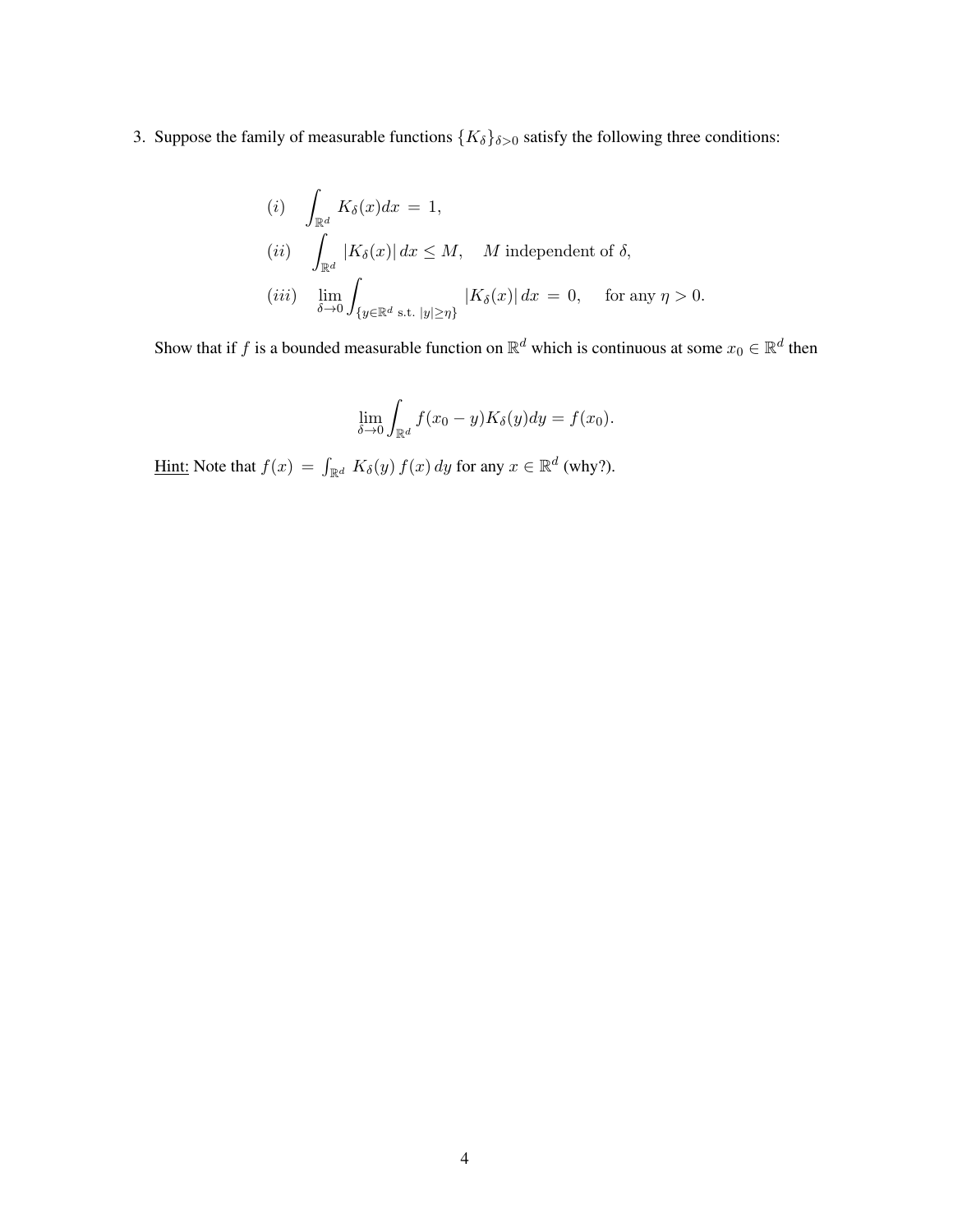3. Suppose the family of measurable functions $\{K_\delta\}_{\delta>0}$ satisfy the following three conditions:

$$
\begin{aligned}
&(i) \quad \int_{\mathbb{R}^d} K_\delta(x)dx \;=\; 1, \\
&(ii) \quad \int_{\mathbb{R}^d} |K_\delta(x)|\, dx \leq M, \quad M \text{ independent of } \delta, \\
&(iii) \quad \lim_{\delta\to 0} \int_{\{y\in\mathbb{R}^d \text{ s.t. } |y|\geq\eta\}} |K_\delta(x)|\, dx \;=\; 0, \quad \text{ for any } \eta > 0.
\end{aligned}
$$

Show that if $f$ is a bounded measurable function on $\mathbb{R}^d$ which is continuous at some $x_0 \in \mathbb{R}^d$ then

$$
\lim_{\delta\to 0} \int_{\mathbb{R}^d} f(x_0 - y) K_\delta(y) dy = f(x_0).
$$

<u>Hint:</u> Note that $f(x) \;=\; \int_{\mathbb{R}^d} K_\delta(y)\, f(x)\, dy$ for any $x \in \mathbb{R}^d$ (why?).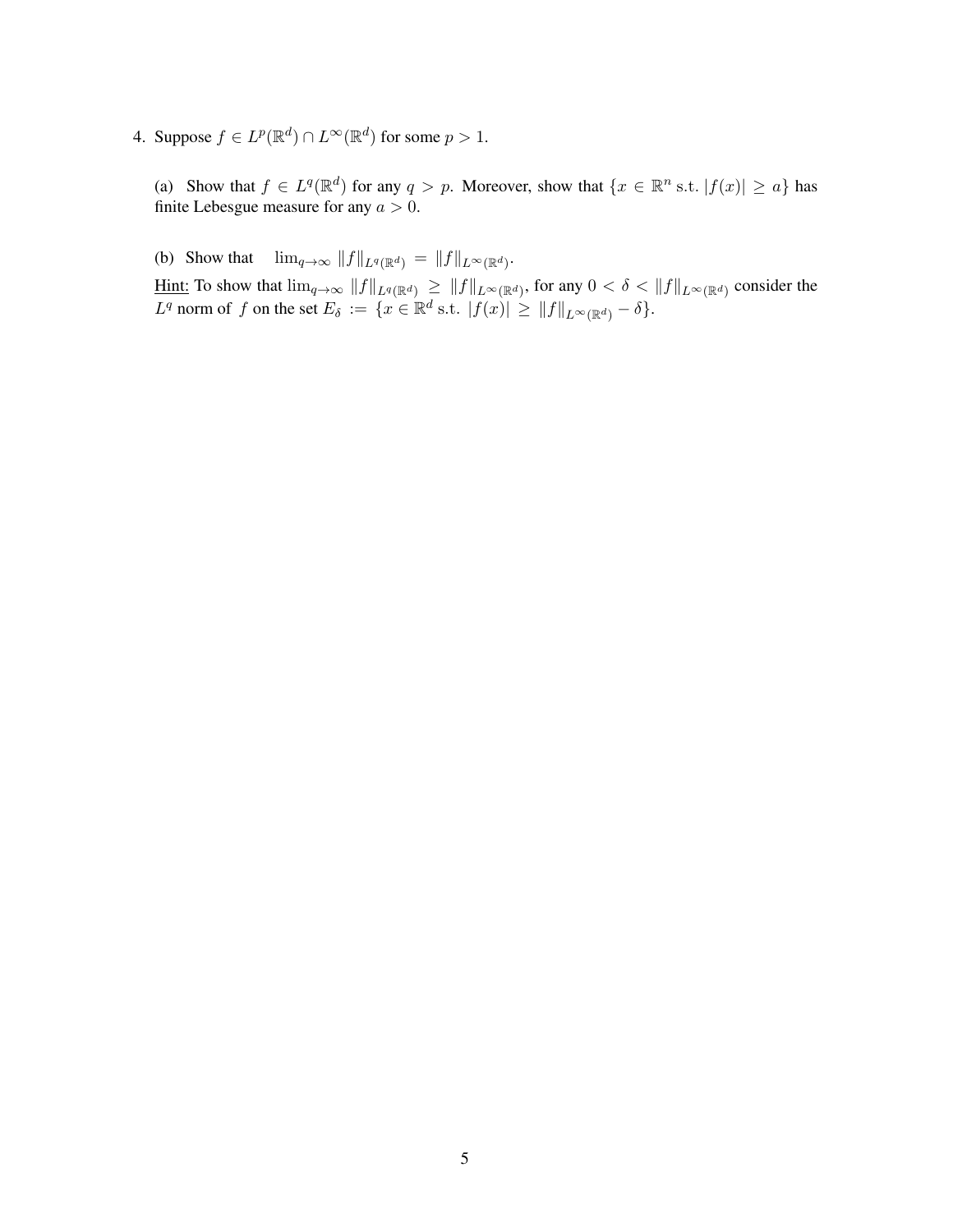4. Suppose $f \in L^p(\mathbb{R}^d) \cap L^\infty(\mathbb{R}^d)$ for some $p > 1$.

(a) Show that $f \in L^q(\mathbb{R}^d)$ for any $q > p$. Moreover, show that $\{x \in \mathbb{R}^n \text{ s.t. } |f(x)| \geq a\}$ has finite Lebesgue measure for any $a > 0$.

(b) Show that $\lim_{q\to\infty} \|f\|_{L^q(\mathbb{R}^d)} = \|f\|_{L^\infty(\mathbb{R}^d)}$.

<u>Hint:</u> To show that $\lim_{q\to\infty} \|f\|_{L^q(\mathbb{R}^d)} \geq \|f\|_{L^\infty(\mathbb{R}^d)}$, for any $0 < \delta < \|f\|_{L^\infty(\mathbb{R}^d)}$ consider the $L^q$ norm of $f$ on the set $E_\delta := \{x \in \mathbb{R}^d \text{ s.t. } |f(x)| \geq \|f\|_{L^\infty(\mathbb{R}^d)} - \delta\}$.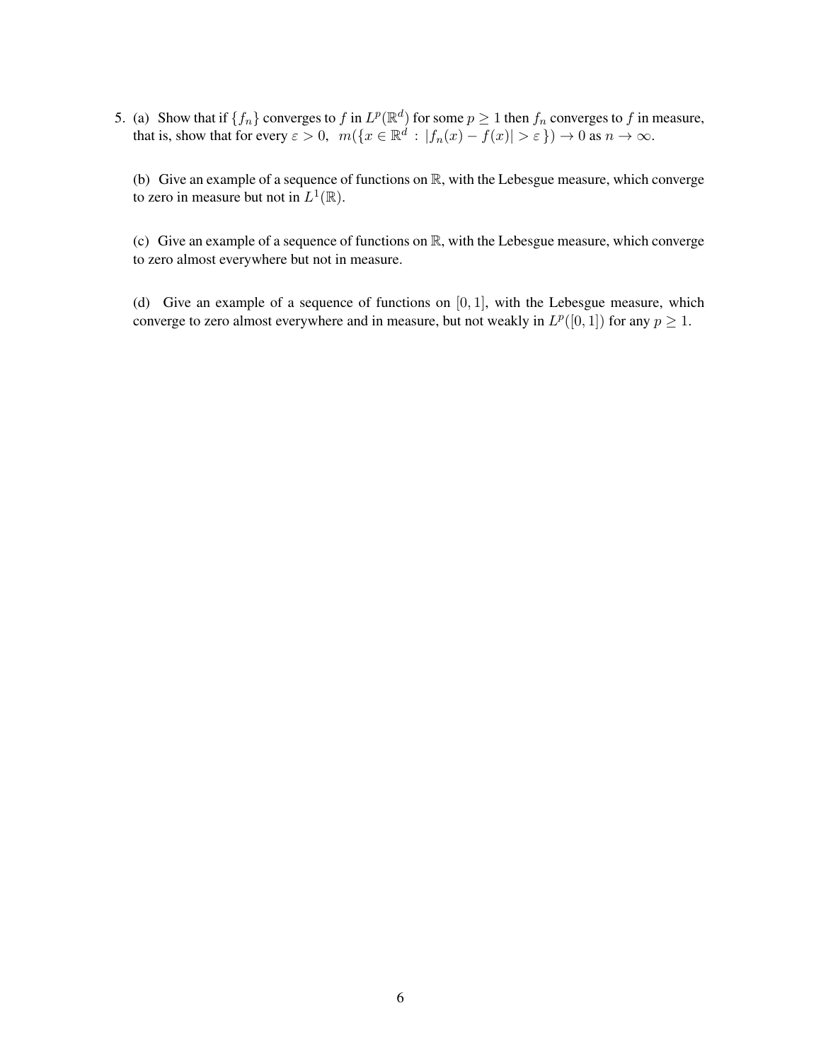5. (a) Show that if $\{f_n\}$ converges to $f$ in $L^p(\mathbb{R}^d)$ for some $p \geq 1$ then $f_n$ converges to $f$ in measure, that is, show that for every $\varepsilon > 0$, $m(\{x \in \mathbb{R}^d : |f_n(x) - f(x)| > \varepsilon\}) \to 0$ as $n \to \infty$.

   (b) Give an example of a sequence of functions on $\mathbb{R}$, with the Lebesgue measure, which converge to zero in measure but not in $L^1(\mathbb{R})$.

   (c) Give an example of a sequence of functions on $\mathbb{R}$, with the Lebesgue measure, which converge to zero almost everywhere but not in measure.

   (d) Give an example of a sequence of functions on $[0, 1]$, with the Lebesgue measure, which converge to zero almost everywhere and in measure, but not weakly in $L^p([0, 1])$ for any $p \geq 1$.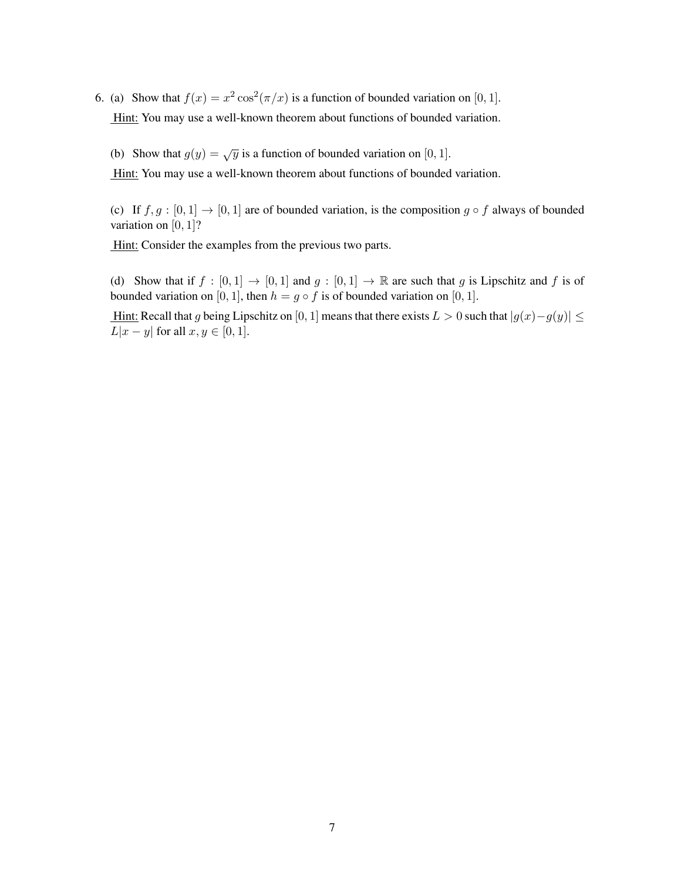6. (a) Show that $f(x) = x^2 \cos^2(\pi/x)$ is a function of bounded variation on $[0, 1]$.

   Hint: You may use a well-known theorem about functions of bounded variation.

   (b) Show that $g(y) = \sqrt{y}$ is a function of bounded variation on $[0, 1]$.

   Hint: You may use a well-known theorem about functions of bounded variation.

   (c) If $f, g : [0, 1] \to [0, 1]$ are of bounded variation, is the composition $g \circ f$ always of bounded variation on $[0, 1]$?

   Hint: Consider the examples from the previous two parts.

   (d) Show that if $f : [0, 1] \to [0, 1]$ and $g : [0, 1] \to \mathbb{R}$ are such that $g$ is Lipschitz and $f$ is of bounded variation on $[0, 1]$, then $h = g \circ f$ is of bounded variation on $[0, 1]$.

   Hint: Recall that $g$ being Lipschitz on $[0, 1]$ means that there exists $L > 0$ such that $|g(x) - g(y)| \leq L|x - y|$ for all $x, y \in [0, 1]$.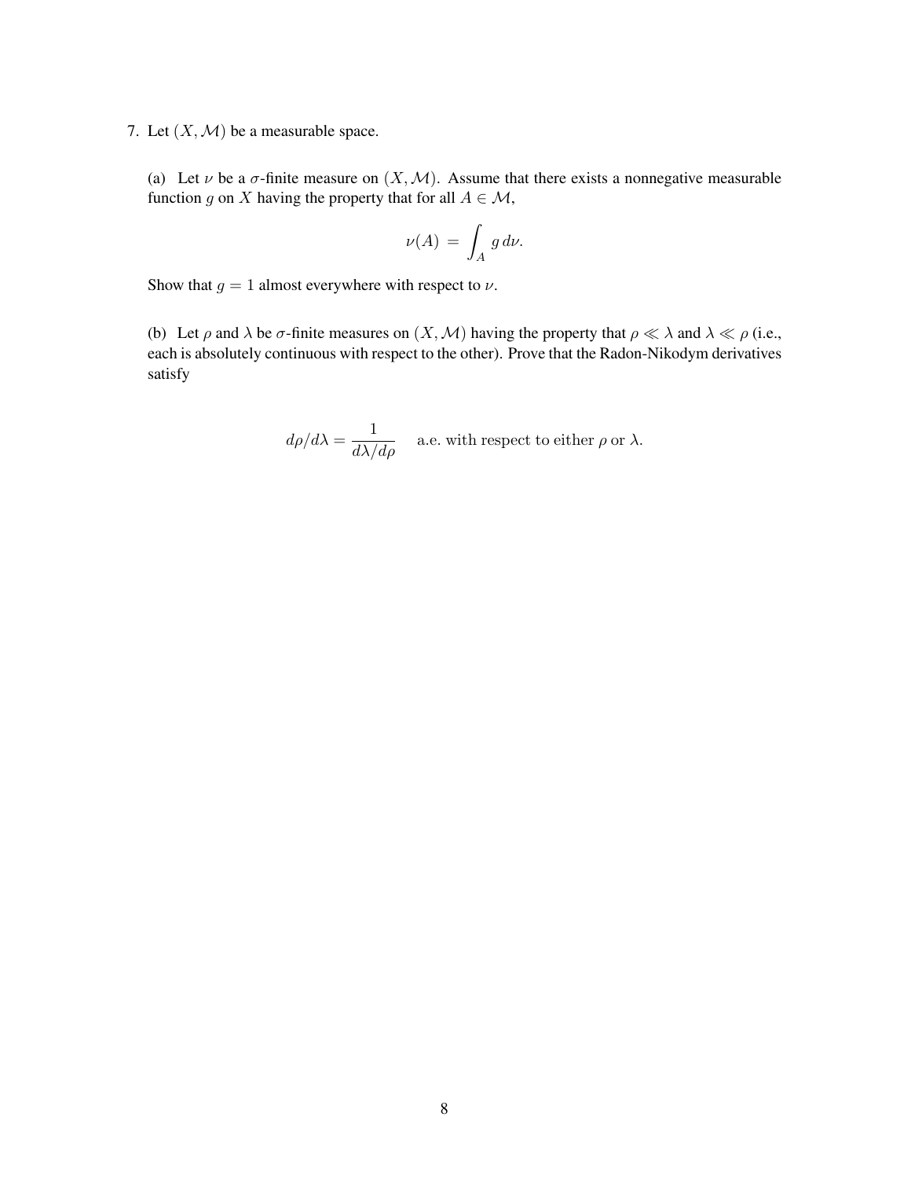7. Let $(X, \mathcal{M})$ be a measurable space.

(a) Let $\nu$ be a $\sigma$-finite measure on $(X, \mathcal{M})$. Assume that there exists a nonnegative measurable function $g$ on $X$ having the property that for all $A \in \mathcal{M}$,

$$\nu(A) = \int_A g \, d\nu.$$

Show that $g = 1$ almost everywhere with respect to $\nu$.

(b) Let $\rho$ and $\lambda$ be $\sigma$-finite measures on $(X, \mathcal{M})$ having the property that $\rho \ll \lambda$ and $\lambda \ll \rho$ (i.e., each is absolutely continuous with respect to the other). Prove that the Radon-Nikodym derivatives satisfy

$$d\rho/d\lambda = \frac{1}{d\lambda/d\rho} \quad \text{a.e. with respect to either } \rho \text{ or } \lambda.$$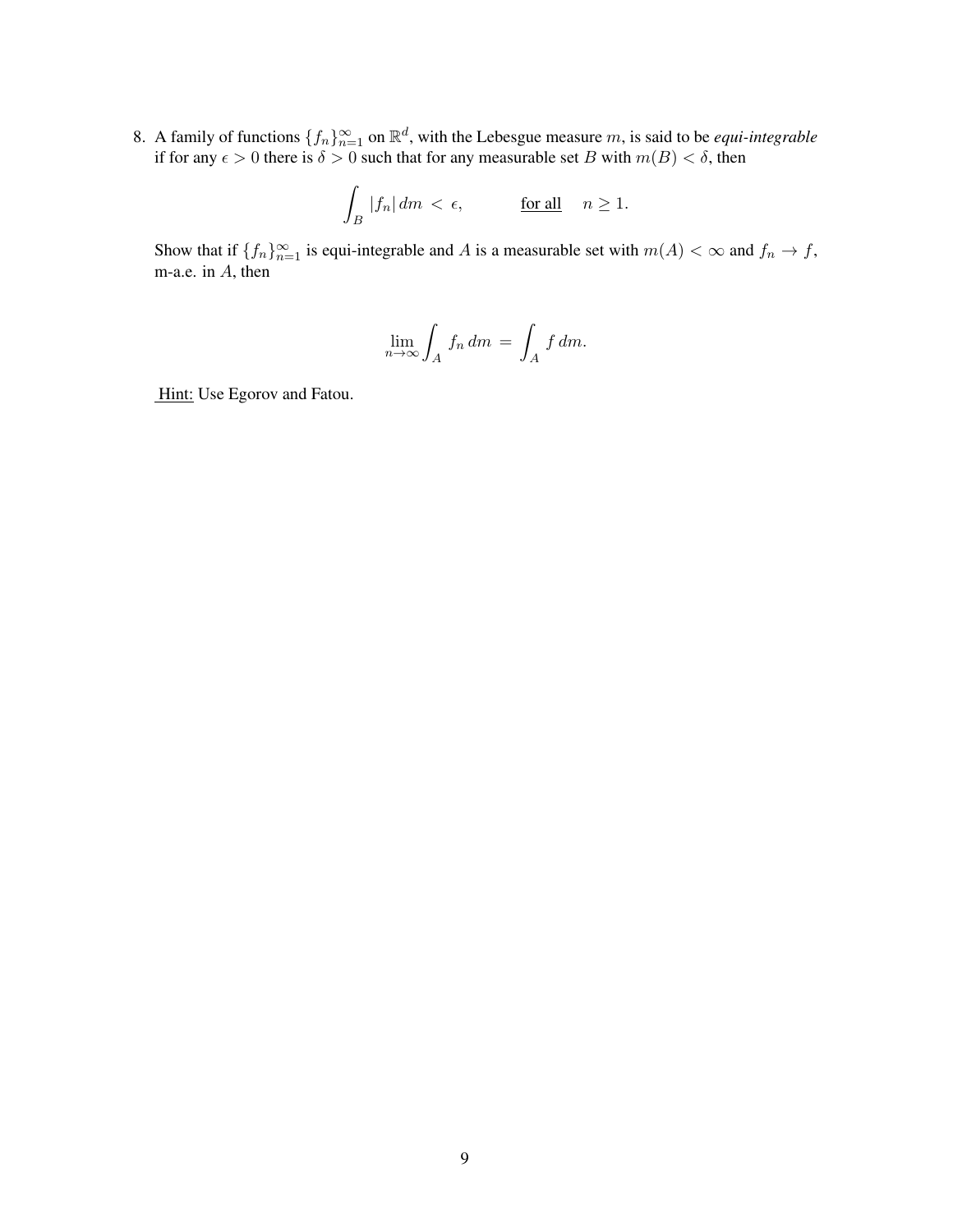8. A family of functions $\{f_n\}_{n=1}^{\infty}$ on $\mathbb{R}^d$, with the Lebesgue measure $m$, is said to be *equi-integrable* if for any $\epsilon > 0$ there is $\delta > 0$ such that for any measurable set $B$ with $m(B) < \delta$, then

$$\int_B |f_n| \, dm < \epsilon, \qquad \underline{\text{for all}} \quad n \geq 1.$$

Show that if $\{f_n\}_{n=1}^{\infty}$ is equi-integrable and $A$ is a measurable set with $m(A) < \infty$ and $f_n \to f$, m-a.e. in $A$, then

$$\lim_{n \to \infty} \int_A f_n \, dm = \int_A f \, dm.$$

Hint: Use Egorov and Fatou.